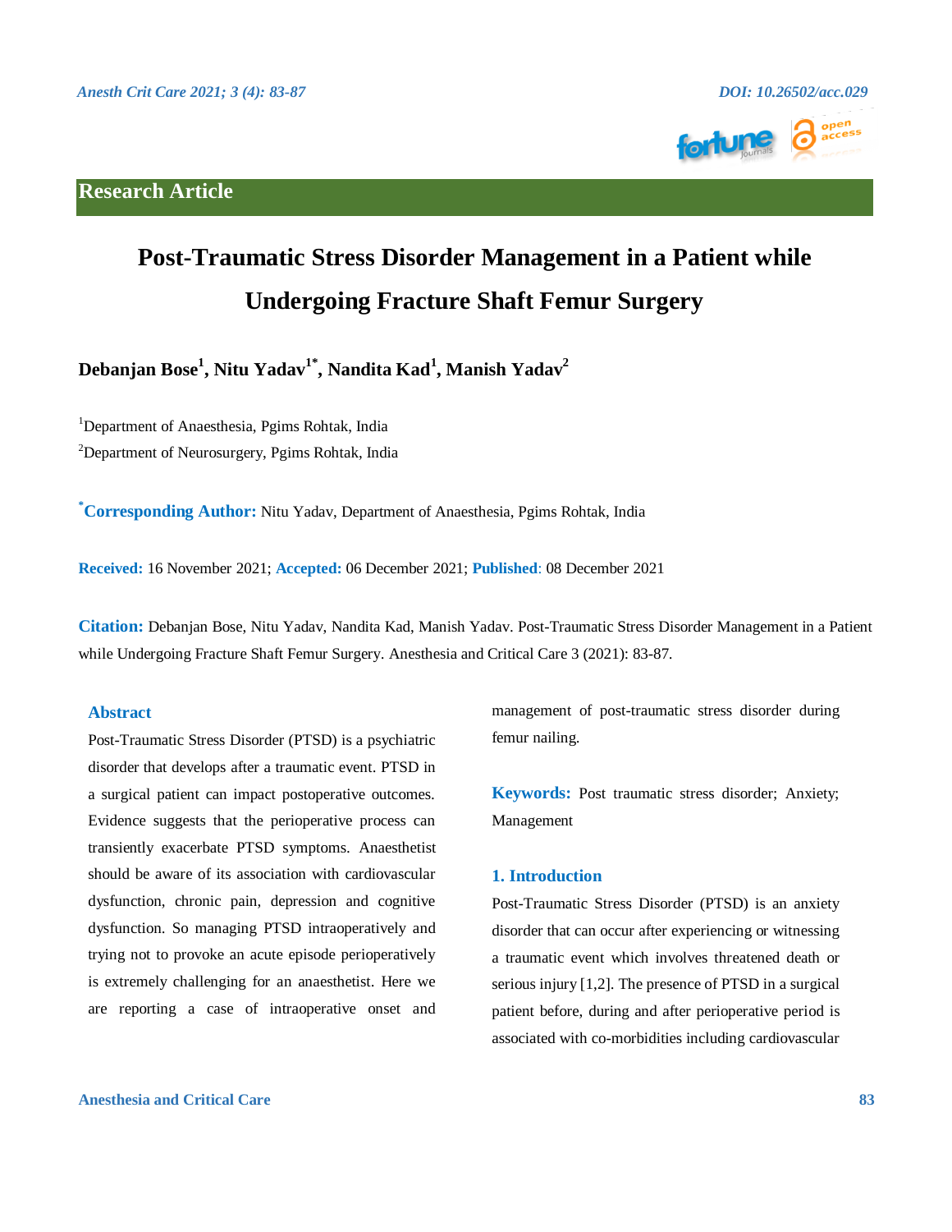Research Article

# Post-Traumatic Stress Disorder Management in a Patient while Undergoing Fracture Shaft Femur Surgery

**Debanjan Bose[1], Nitu Yadav[1*], Nandita Kad[1], Manish Yadav[2]**

[1]Department of Anaesthesia, Pgims Rohtak, India

[2]Department of Neurosurgery, Pgims Rohtak, India

**[*]Corresponding Author:** Nitu Yadav, Department of Anaesthesia, Pgims Rohtak, India

**Received:** 16 November 2021; **Accepted:** 06 December 2021; **Published**: 08 December 2021

**Citation:** Debanjan Bose, Nitu Yadav, Nandita Kad, Manish Yadav. Post-Traumatic Stress Disorder Management in a Patient while Undergoing Fracture Shaft Femur Surgery. Anesthesia and Critical Care 3 (2021): 83-87.

## Abstract

Post-Traumatic Stress Disorder (PTSD) is a psychiatric disorder that develops after a traumatic event. PTSD in a surgical patient can impact postoperative outcomes. Evidence suggests that the perioperative process can transiently exacerbate PTSD symptoms. Anaesthetist should be aware of its association with cardiovascular dysfunction, chronic pain, depression and cognitive dysfunction. So managing PTSD intraoperatively and trying not to provoke an acute episode perioperatively is extremely challenging for an anaesthetist. Here we are reporting a case of intraoperative onset and management of post-traumatic stress disorder during femur nailing.

**Keywords:** Post traumatic stress disorder; Anxiety; Management

## 1. Introduction

Post-Traumatic Stress Disorder (PTSD) is an anxiety disorder that can occur after experiencing or witnessing a traumatic event which involves threatened death or serious injury [1,2]. The presence of PTSD in a surgical patient before, during and after perioperative period is associated with co-morbidities including cardiovascular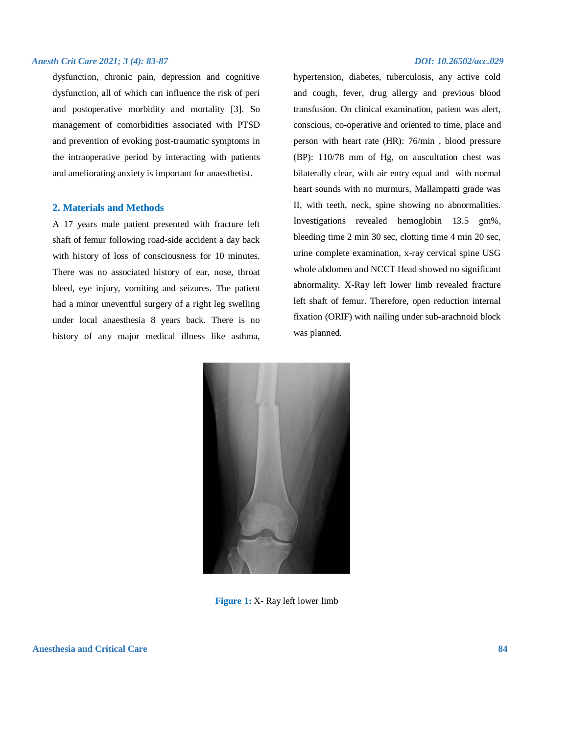dysfunction, chronic pain, depression and cognitive dysfunction, all of which can influence the risk of peri and postoperative morbidity and mortality [3]. So management of comorbidities associated with PTSD and prevention of evoking post-traumatic symptoms in the intraoperative period by interacting with patients and ameliorating anxiety is important for anaesthetist.

## 2. Materials and Methods

A 17 years male patient presented with fracture left shaft of femur following road-side accident a day back with history of loss of consciousness for 10 minutes. There was no associated history of ear, nose, throat bleed, eye injury, vomiting and seizures. The patient had a minor uneventful surgery of a right leg swelling under local anaesthesia 8 years back. There is no history of any major medical illness like asthma, hypertension, diabetes, tuberculosis, any active cold and cough, fever, drug allergy and previous blood transfusion. On clinical examination, patient was alert, conscious, co-operative and oriented to time, place and person with heart rate (HR): 76/min , blood pressure (BP): 110/78 mm of Hg, on auscultation chest was bilaterally clear, with air entry equal and with normal heart sounds with no murmurs, Mallampatti grade was II, with teeth, neck, spine showing no abnormalities. Investigations revealed hemoglobin 13.5 gm%, bleeding time 2 min 30 sec, clotting time 4 min 20 sec, urine complete examination, x-ray cervical spine USG whole abdomen and NCCT Head showed no significant abnormality. X-Ray left lower limb revealed fracture left shaft of femur. Therefore, open reduction internal fixation (ORIF) with nailing under sub-arachnoid block was planned.

**Figure 1:** X- Ray left lower limb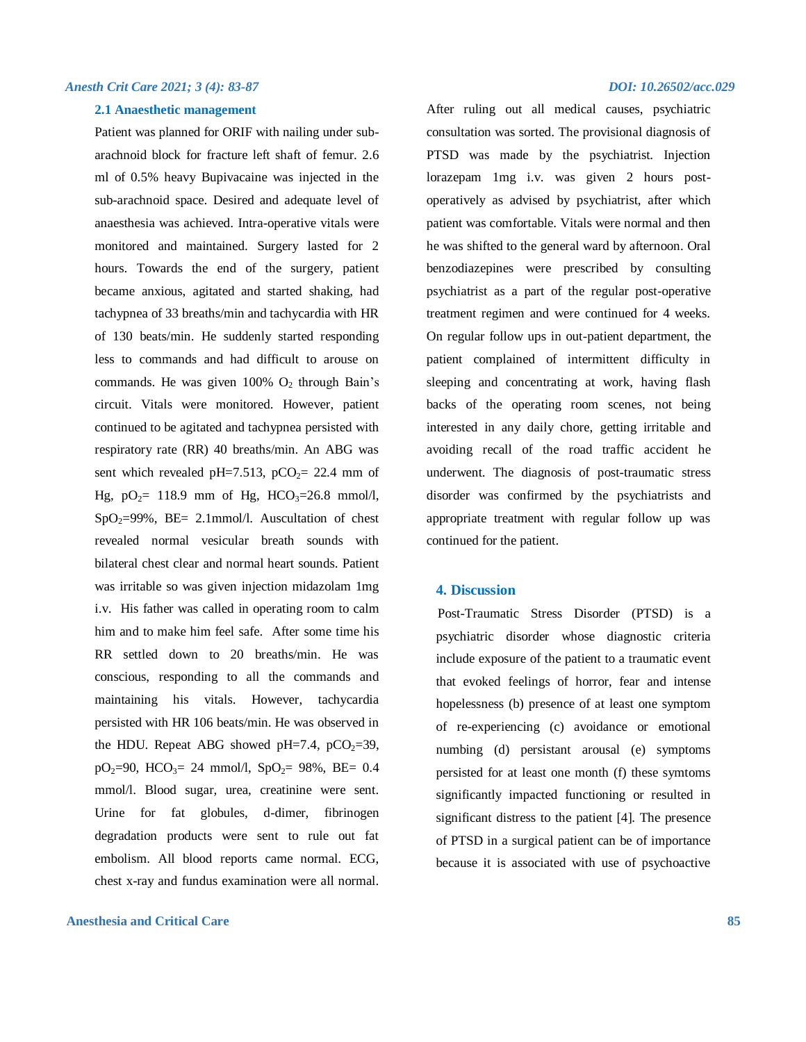### 2.1 Anaesthetic management

Patient was planned for ORIF with nailing under sub-arachnoid block for fracture left shaft of femur. 2.6 ml of 0.5% heavy Bupivacaine was injected in the sub-arachnoid space. Desired and adequate level of anaesthesia was achieved. Intra-operative vitals were monitored and maintained. Surgery lasted for 2 hours. Towards the end of the surgery, patient became anxious, agitated and started shaking, had tachypnea of 33 breaths/min and tachycardia with HR of 130 beats/min. He suddenly started responding less to commands and had difficult to arouse on commands. He was given 100% $O_2$ through Bain's circuit. Vitals were monitored. However, patient continued to be agitated and tachypnea persisted with respiratory rate (RR) 40 breaths/min. An ABG was sent which revealed pH=7.513, $pCO_2$= 22.4 mm of Hg, $pO_2$= 118.9 mm of Hg, $HCO_3$=26.8 mmol/l, $SpO_2$=99%, BE= 2.1mmol/l. Auscultation of chest revealed normal vesicular breath sounds with bilateral chest clear and normal heart sounds. Patient was irritable so was given injection midazolam 1mg i.v. His father was called in operating room to calm him and to make him feel safe. After some time his RR settled down to 20 breaths/min. He was conscious, responding to all the commands and maintaining his vitals. However, tachycardia persisted with HR 106 beats/min. He was observed in the HDU. Repeat ABG showed pH=7.4, $pCO_2$=39, $pO_2$=90, $HCO_3$= 24 mmol/l, $SpO_2$= 98%, BE= 0.4 mmol/l. Blood sugar, urea, creatinine were sent. Urine for fat globules, d-dimer, fibrinogen degradation products were sent to rule out fat embolism. All blood reports came normal. ECG, chest x-ray and fundus examination were all normal. After ruling out all medical causes, psychiatric consultation was sorted. The provisional diagnosis of PTSD was made by the psychiatrist. Injection lorazepam 1mg i.v. was given 2 hours post-operatively as advised by psychiatrist, after which patient was comfortable. Vitals were normal and then he was shifted to the general ward by afternoon. Oral benzodiazepines were prescribed by consulting psychiatrist as a part of the regular post-operative treatment regimen and were continued for 4 weeks. On regular follow ups in out-patient department, the patient complained of intermittent difficulty in sleeping and concentrating at work, having flash backs of the operating room scenes, not being interested in any daily chore, getting irritable and avoiding recall of the road traffic accident he underwent. The diagnosis of post-traumatic stress disorder was confirmed by the psychiatrists and appropriate treatment with regular follow up was continued for the patient.

## 4. Discussion

Post-Traumatic Stress Disorder (PTSD) is a psychiatric disorder whose diagnostic criteria include exposure of the patient to a traumatic event that evoked feelings of horror, fear and intense hopelessness (b) presence of at least one symptom of re-experiencing (c) avoidance or emotional numbing (d) persistant arousal (e) symptoms persisted for at least one month (f) these symtoms significantly impacted functioning or resulted in significant distress to the patient [4]. The presence of PTSD in a surgical patient can be of importance because it is associated with use of psychoactive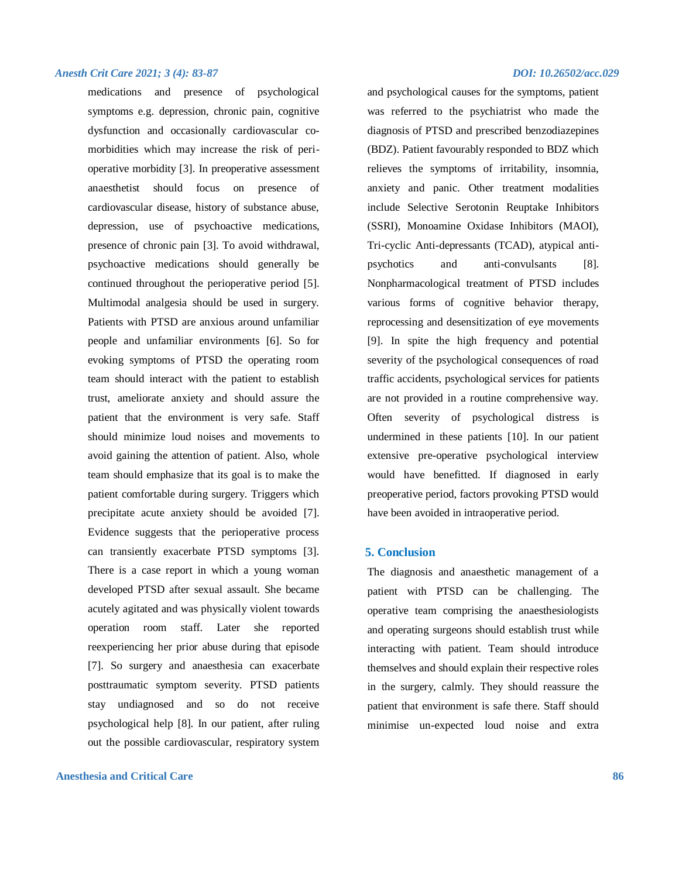medications and presence of psychological symptoms e.g. depression, chronic pain, cognitive dysfunction and occasionally cardiovascular co-morbidities which may increase the risk of peri-operative morbidity [3]. In preoperative assessment anaesthetist should focus on presence of cardiovascular disease, history of substance abuse, depression, use of psychoactive medications, presence of chronic pain [3]. To avoid withdrawal, psychoactive medications should generally be continued throughout the perioperative period [5]. Multimodal analgesia should be used in surgery. Patients with PTSD are anxious around unfamiliar people and unfamiliar environments [6]. So for evoking symptoms of PTSD the operating room team should interact with the patient to establish trust, ameliorate anxiety and should assure the patient that the environment is very safe. Staff should minimize loud noises and movements to avoid gaining the attention of patient. Also, whole team should emphasize that its goal is to make the patient comfortable during surgery. Triggers which precipitate acute anxiety should be avoided [7]. Evidence suggests that the perioperative process can transiently exacerbate PTSD symptoms [3]. There is a case report in which a young woman developed PTSD after sexual assault. She became acutely agitated and was physically violent towards operation room staff. Later she reported reexperiencing her prior abuse during that episode [7]. So surgery and anaesthesia can exacerbate posttraumatic symptom severity. PTSD patients stay undiagnosed and so do not receive psychological help [8]. In our patient, after ruling out the possible cardiovascular, respiratory system and psychological causes for the symptoms, patient was referred to the psychiatrist who made the diagnosis of PTSD and prescribed benzodiazepines (BDZ). Patient favourably responded to BDZ which relieves the symptoms of irritability, insomnia, anxiety and panic. Other treatment modalities include Selective Serotonin Reuptake Inhibitors (SSRI), Monoamine Oxidase Inhibitors (MAOI), Tri-cyclic Anti-depressants (TCAD), atypical anti-psychotics and anti-convulsants [8]. Nonpharmacological treatment of PTSD includes various forms of cognitive behavior therapy, reprocessing and desensitization of eye movements [9]. In spite the high frequency and potential severity of the psychological consequences of road traffic accidents, psychological services for patients are not provided in a routine comprehensive way. Often severity of psychological distress is undermined in these patients [10]. In our patient extensive pre-operative psychological interview would have benefitted. If diagnosed in early preoperative period, factors provoking PTSD would have been avoided in intraoperative period.

## 5. Conclusion

The diagnosis and anaesthetic management of a patient with PTSD can be challenging. The operative team comprising the anaesthesiologists and operating surgeons should establish trust while interacting with patient. Team should introduce themselves and should explain their respective roles in the surgery, calmly. They should reassure the patient that environment is safe there. Staff should minimise un-expected loud noise and extra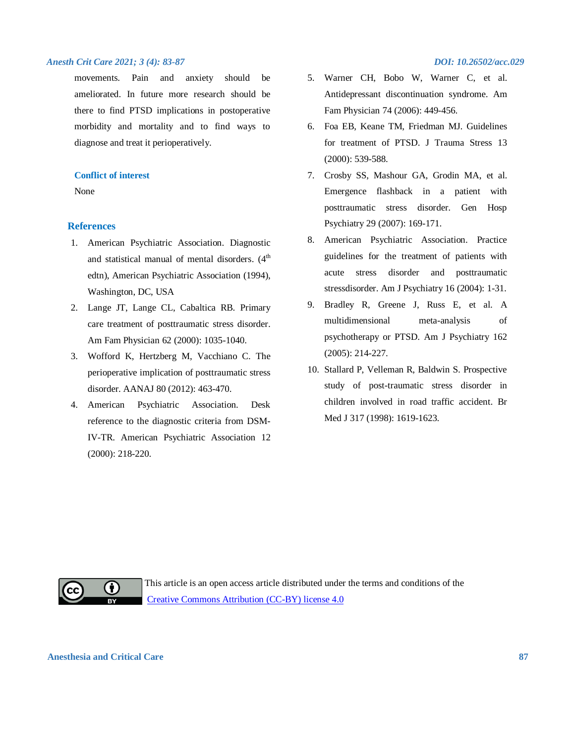movements. Pain and anxiety should be ameliorated. In future more research should be there to find PTSD implications in postoperative morbidity and mortality and to find ways to diagnose and treat it perioperatively.

## Conflict of interest

None

## References

1. American Psychiatric Association. Diagnostic and statistical manual of mental disorders. (4th edtn), American Psychiatric Association (1994), Washington, DC, USA
2. Lange JT, Lange CL, Cabaltica RB. Primary care treatment of posttraumatic stress disorder. Am Fam Physician 62 (2000): 1035-1040.
3. Wofford K, Hertzberg M, Vacchiano C. The perioperative implication of posttraumatic stress disorder. AANAJ 80 (2012): 463-470.
4. American Psychiatric Association. Desk reference to the diagnostic criteria from DSM-IV-TR. American Psychiatric Association 12 (2000): 218-220.
5. Warner CH, Bobo W, Warner C, et al. Antidepressant discontinuation syndrome. Am Fam Physician 74 (2006): 449-456.
6. Foa EB, Keane TM, Friedman MJ. Guidelines for treatment of PTSD. J Trauma Stress 13 (2000): 539-588.
7. Crosby SS, Mashour GA, Grodin MA, et al. Emergence flashback in a patient with posttraumatic stress disorder. Gen Hosp Psychiatry 29 (2007): 169-171.
8. American Psychiatric Association. Practice guidelines for the treatment of patients with acute stress disorder and posttraumatic stressdisorder. Am J Psychiatry 16 (2004): 1-31.
9. Bradley R, Greene J, Russ E, et al. A multidimensional meta-analysis of psychotherapy or PTSD. Am J Psychiatry 162 (2005): 214-227.
10. Stallard P, Velleman R, Baldwin S. Prospective study of post-traumatic stress disorder in children involved in road traffic accident. Br Med J 317 (1998): 1619-1623.

This article is an open access article distributed under the terms and conditions of the [Creative Commons Attribution (CC-BY) license 4.0]